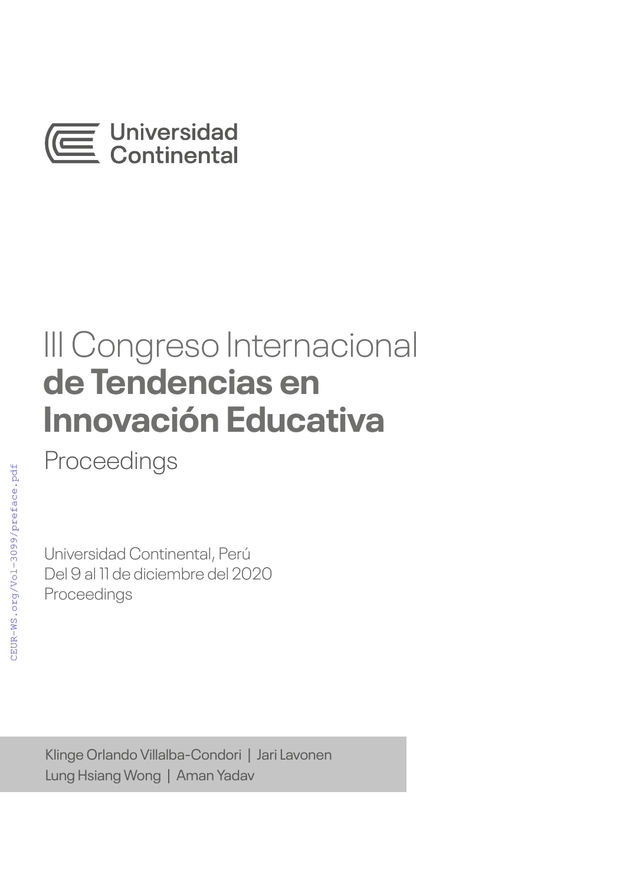Universidad Continental

# III Congreso Internacional **de Tendencias en Innovación Educativa**

Proceedings

Universidad Continental, Perú
Del 9 al 11 de diciembre del 2020
Proceedings

Klinge Orlando Villalba-Condori | Jari Lavonen
Lung Hsiang Wong | Aman Yadav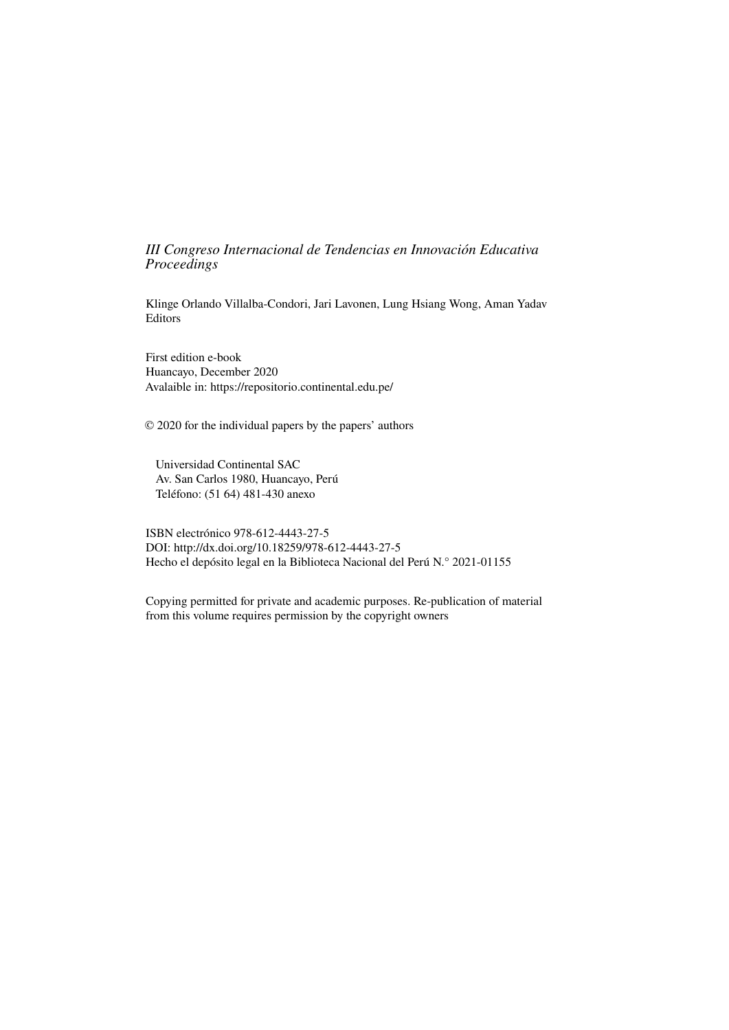*III Congreso Internacional de Tendencias en Innovación Educativa*
*Proceedings*

Klinge Orlando Villalba-Condori, Jari Lavonen, Lung Hsiang Wong, Aman Yadav
Editors

First edition e-book
Huancayo, December 2020
Avalaible in: https://repositorio.continental.edu.pe/

© 2020 for the individual papers by the papers' authors

Universidad Continental SAC
Av. San Carlos 1980, Huancayo, Perú
Teléfono: (51 64) 481-430 anexo

ISBN electrónico 978-612-4443-27-5
DOI: http://dx.doi.org/10.18259/978-612-4443-27-5
Hecho el depósito legal en la Biblioteca Nacional del Perú N.° 2021-01155

Copying permitted for private and academic purposes. Re-publication of material from this volume requires permission by the copyright owners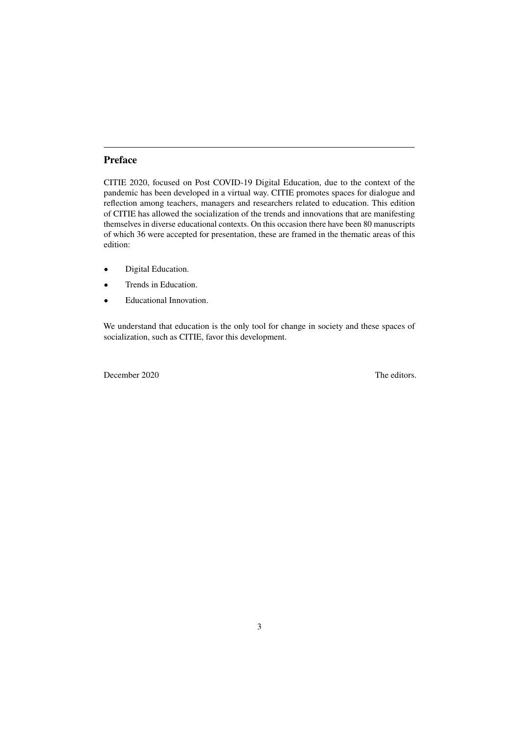## Preface

CITIE 2020, focused on Post COVID-19 Digital Education, due to the context of the pandemic has been developed in a virtual way. CITIE promotes spaces for dialogue and reflection among teachers, managers and researchers related to education. This edition of CITIE has allowed the socialization of the trends and innovations that are manifesting themselves in diverse educational contexts. On this occasion there have been 80 manuscripts of which 36 were accepted for presentation, these are framed in the thematic areas of this edition:

- Digital Education.
- Trends in Education.
- Educational Innovation.

We understand that education is the only tool for change in society and these spaces of socialization, such as CITIE, favor this development.

December 2020 The editors.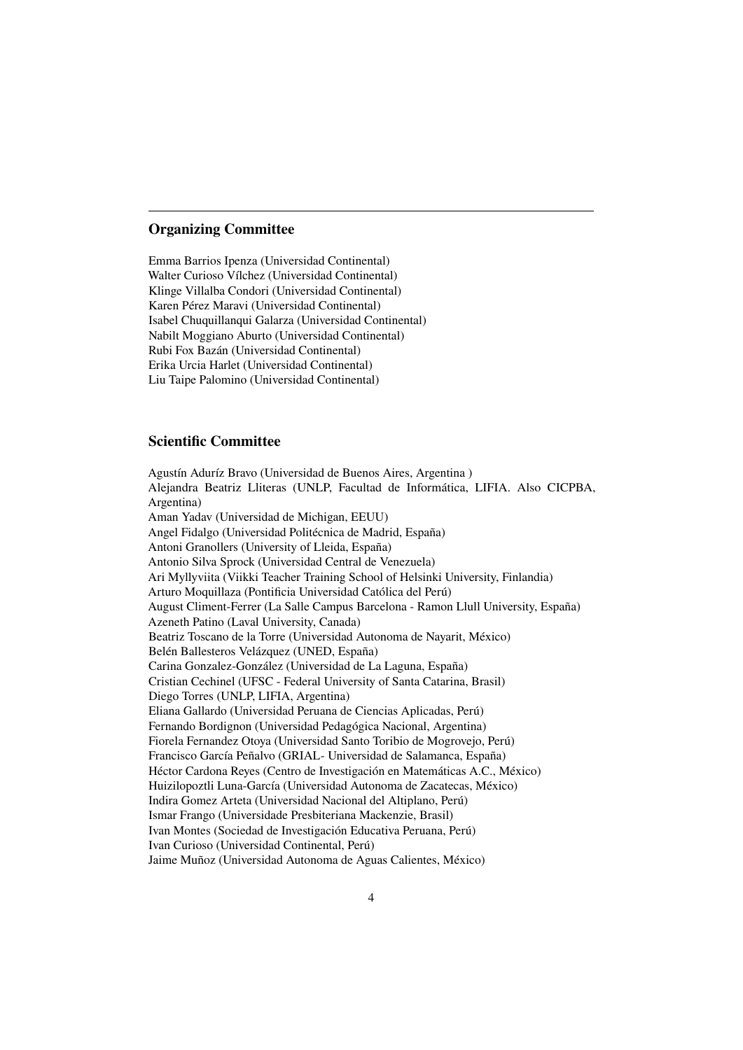## Organizing Committee

Emma Barrios Ipenza (Universidad Continental)
Walter Curioso Vílchez (Universidad Continental)
Klinge Villalba Condori (Universidad Continental)
Karen Pérez Maravi (Universidad Continental)
Isabel Chuquillanqui Galarza (Universidad Continental)
Nabilt Moggiano Aburto (Universidad Continental)
Rubi Fox Bazán (Universidad Continental)
Erika Urcia Harlet (Universidad Continental)
Liu Taipe Palomino (Universidad Continental)

## Scientific Committee

Agustín Aduríz Bravo (Universidad de Buenos Aires, Argentina )
Alejandra Beatriz Lliteras (UNLP, Facultad de Informática, LIFIA. Also CICPBA, Argentina)
Aman Yadav (Universidad de Michigan, EEUU)
Angel Fidalgo (Universidad Politécnica de Madrid, España)
Antoni Granollers (University of Lleida, España)
Antonio Silva Sprock (Universidad Central de Venezuela)
Ari Myllyviita (Viikki Teacher Training School of Helsinki University, Finlandia)
Arturo Moquillaza (Pontificia Universidad Católica del Perú)
August Climent-Ferrer (La Salle Campus Barcelona - Ramon Llull University, España)
Azeneth Patino (Laval University, Canada)
Beatriz Toscano de la Torre (Universidad Autonoma de Nayarit, México)
Belén Ballesteros Velázquez (UNED, España)
Carina Gonzalez-González (Universidad de La Laguna, España)
Cristian Cechinel (UFSC - Federal University of Santa Catarina, Brasil)
Diego Torres (UNLP, LIFIA, Argentina)
Eliana Gallardo (Universidad Peruana de Ciencias Aplicadas, Perú)
Fernando Bordignon (Universidad Pedagógica Nacional, Argentina)
Fiorela Fernandez Otoya (Universidad Santo Toribio de Mogrovejo, Perú)
Francisco García Peñalvo (GRIAL- Universidad de Salamanca, España)
Héctor Cardona Reyes (Centro de Investigación en Matemáticas A.C., México)
Huizilopoztli Luna-García (Universidad Autonoma de Zacatecas, México)
Indira Gomez Arteta (Universidad Nacional del Altiplano, Perú)
Ismar Frango (Universidade Presbiteriana Mackenzie, Brasil)
Ivan Montes (Sociedad de Investigación Educativa Peruana, Perú)
Ivan Curioso (Universidad Continental, Perú)
Jaime Muñoz (Universidad Autonoma de Aguas Calientes, México)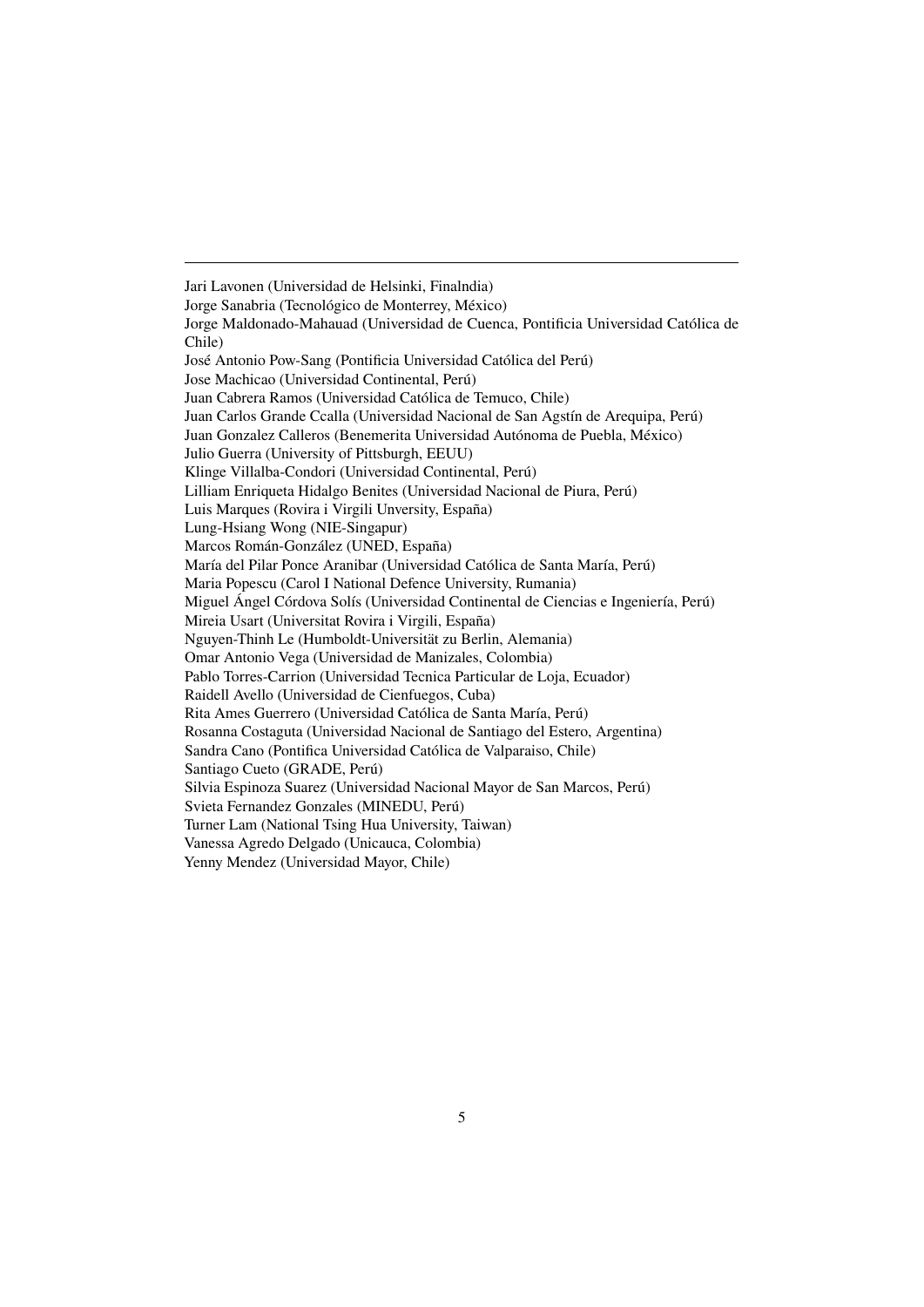---

Jari Lavonen (Universidad de Helsinki, Finalndia)
Jorge Sanabria (Tecnológico de Monterrey, México)
Jorge Maldonado-Mahauad (Universidad de Cuenca, Pontificia Universidad Católica de Chile)
José Antonio Pow-Sang (Pontificia Universidad Católica del Perú)
Jose Machicao (Universidad Continental, Perú)
Juan Cabrera Ramos (Universidad Católica de Temuco, Chile)
Juan Carlos Grande Ccalla (Universidad Nacional de San Agstín de Arequipa, Perú)
Juan Gonzalez Calleros (Benemerita Universidad Autónoma de Puebla, México)
Julio Guerra (University of Pittsburgh, EEUU)
Klinge Villalba-Condori (Universidad Continental, Perú)
Lilliam Enriqueta Hidalgo Benites (Universidad Nacional de Piura, Perú)
Luis Marques (Rovira i Virgili Unversity, España)
Lung-Hsiang Wong (NIE-Singapur)
Marcos Román-González (UNED, España)
María del Pilar Ponce Aranibar (Universidad Católica de Santa María, Perú)
Maria Popescu (Carol I National Defence University, Rumania)
Miguel Ángel Córdova Solís (Universidad Continental de Ciencias e Ingeniería, Perú)
Mireia Usart (Universitat Rovira i Virgili, España)
Nguyen-Thinh Le (Humboldt-Universität zu Berlin, Alemania)
Omar Antonio Vega (Universidad de Manizales, Colombia)
Pablo Torres-Carrion (Universidad Tecnica Particular de Loja, Ecuador)
Raidell Avello (Universidad de Cienfuegos, Cuba)
Rita Ames Guerrero (Universidad Católica de Santa María, Perú)
Rosanna Costaguta (Universidad Nacional de Santiago del Estero, Argentina)
Sandra Cano (Pontifica Universidad Católica de Valparaiso, Chile)
Santiago Cueto (GRADE, Perú)
Silvia Espinoza Suarez (Universidad Nacional Mayor de San Marcos, Perú)
Svieta Fernandez Gonzales (MINEDU, Perú)
Turner Lam (National Tsing Hua University, Taiwan)
Vanessa Agredo Delgado (Unicauca, Colombia)
Yenny Mendez (Universidad Mayor, Chile)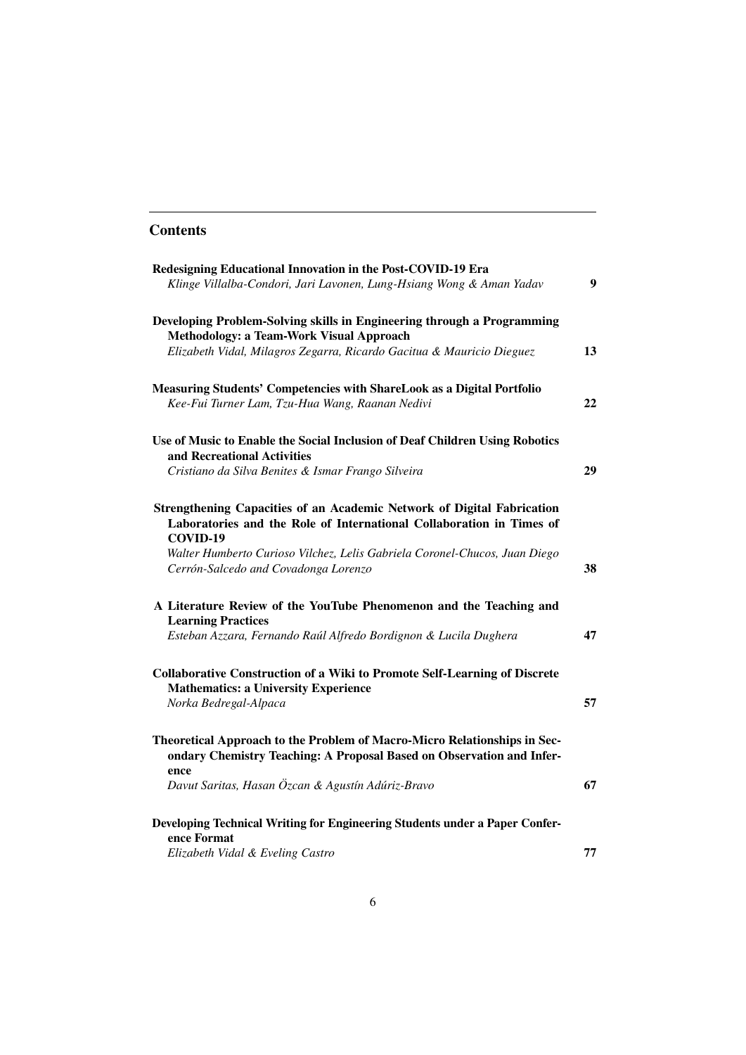## Contents

**Redesigning Educational Innovation in the Post-COVID-19 Era**
*Klinge Villalba-Condori, Jari Lavonen, Lung-Hsiang Wong & Aman Yadav* **9**

**Developing Problem-Solving skills in Engineering through a Programming Methodology: a Team-Work Visual Approach**
*Elizabeth Vidal, Milagros Zegarra, Ricardo Gacitua & Mauricio Dieguez* **13**

**Measuring Students' Competencies with ShareLook as a Digital Portfolio**
*Kee-Fui Turner Lam, Tzu-Hua Wang, Raanan Nedivi* **22**

**Use of Music to Enable the Social Inclusion of Deaf Children Using Robotics and Recreational Activities**
*Cristiano da Silva Benites & Ismar Frango Silveira* **29**

**Strengthening Capacities of an Academic Network of Digital Fabrication Laboratories and the Role of International Collaboration in Times of COVID-19**
*Walter Humberto Curioso Vilchez, Lelis Gabriela Coronel-Chucos, Juan Diego Cerrón-Salcedo and Covadonga Lorenzo* **38**

**A Literature Review of the YouTube Phenomenon and the Teaching and Learning Practices**
*Esteban Azzara, Fernando Raúl Alfredo Bordignon & Lucila Dughera* **47**

**Collaborative Construction of a Wiki to Promote Self-Learning of Discrete Mathematics: a University Experience**
*Norka Bedregal-Alpaca* **57**

**Theoretical Approach to the Problem of Macro-Micro Relationships in Secondary Chemistry Teaching: A Proposal Based on Observation and Inference**
*Davut Saritas, Hasan Özcan & Agustín Adúriz-Bravo* **67**

**Developing Technical Writing for Engineering Students under a Paper Conference Format**
*Elizabeth Vidal & Eveling Castro* **77**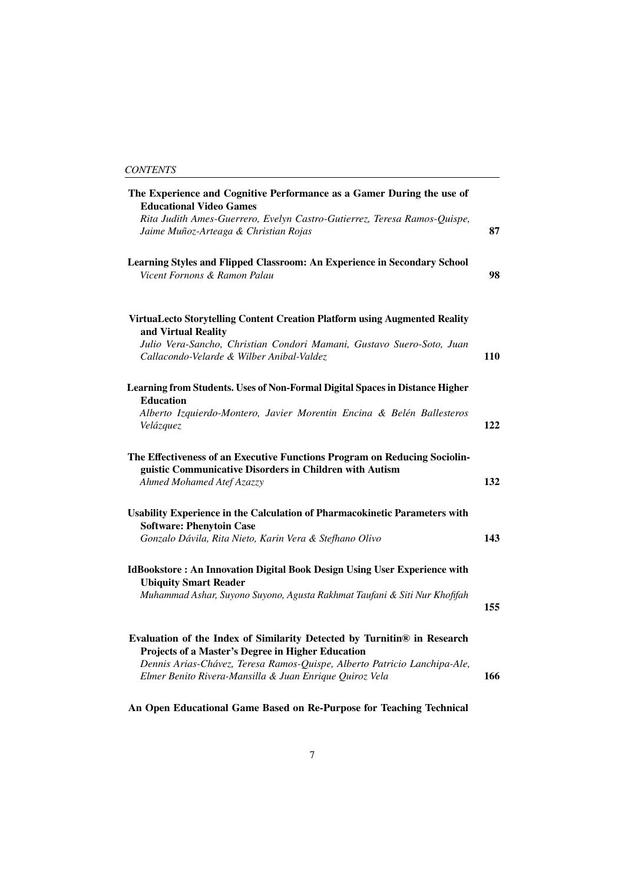| | |
|---|---|
| **The Experience and Cognitive Performance as a Gamer During the use of Educational Video Games**<br>*Rita Judith Ames-Guerrero, Evelyn Castro-Gutierrez, Teresa Ramos-Quispe, Jaime Muñoz-Arteaga & Christian Rojas* | **87** |
| **Learning Styles and Flipped Classroom: An Experience in Secondary School**<br>*Vicent Fornons & Ramon Palau* | **98** |
| **VirtuaLecto Storytelling Content Creation Platform using Augmented Reality and Virtual Reality**<br>*Julio Vera-Sancho, Christian Condori Mamani, Gustavo Suero-Soto, Juan Callacondo-Velarde & Wilber Anibal-Valdez* | **110** |
| **Learning from Students. Uses of Non-Formal Digital Spaces in Distance Higher Education**<br>*Alberto Izquierdo-Montero, Javier Morentin Encina & Belén Ballesteros Velázquez* | **122** |
| **The Effectiveness of an Executive Functions Program on Reducing Sociolinguistic Communicative Disorders in Children with Autism**<br>*Ahmed Mohamed Atef Azazzy* | **132** |
| **Usability Experience in the Calculation of Pharmacokinetic Parameters with Software: Phenytoin Case**<br>*Gonzalo Dávila, Rita Nieto, Karin Vera & Stefhano Olivo* | **143** |
| **IdBookstore : An Innovation Digital Book Design Using User Experience with Ubiquity Smart Reader**<br>*Muhammad Ashar, Suyono Suyono, Agusta Rakhmat Taufani & Siti Nur Khofifah* | **155** |
| **Evaluation of the Index of Similarity Detected by Turnitin® in Research Projects of a Master's Degree in Higher Education**<br>*Dennis Arias-Chávez, Teresa Ramos-Quispe, Alberto Patricio Lanchipa-Ale, Elmer Benito Rivera-Mansilla & Juan Enrique Quiroz Vela* | **166** |
| **An Open Educational Game Based on Re-Purpose for Teaching Technical** | |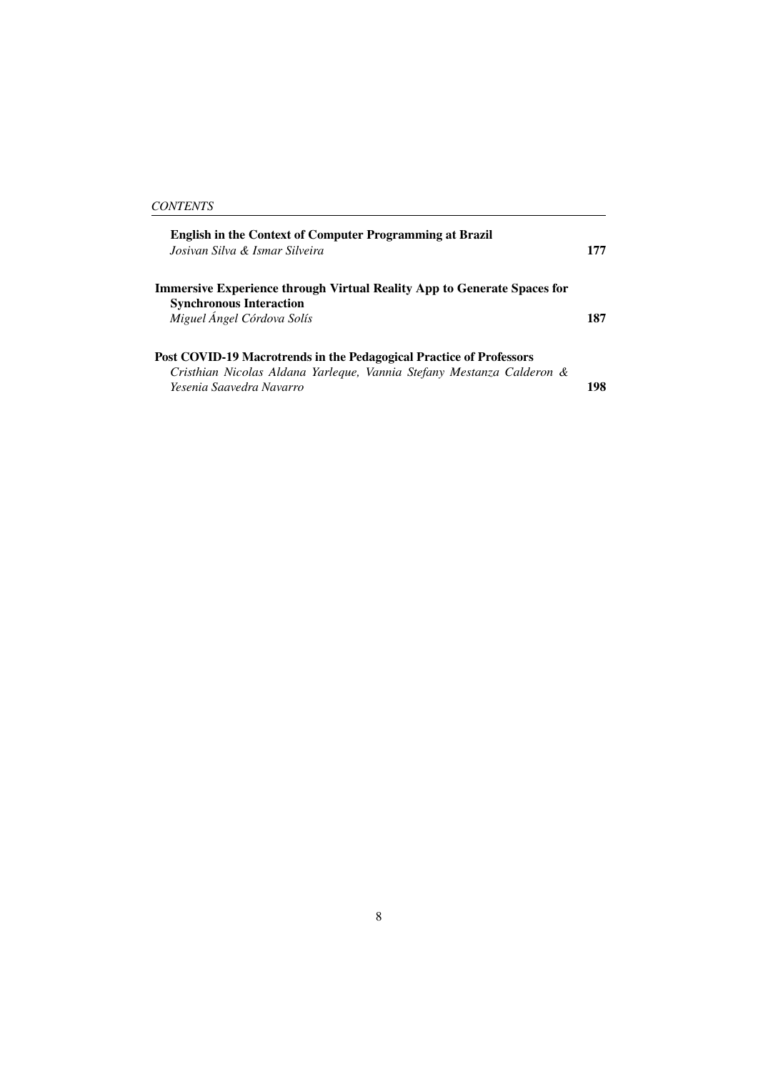**English in the Context of Computer Programming at Brazil**
*Josivan Silva & Ismar Silveira* **177**

**Immersive Experience through Virtual Reality App to Generate Spaces for Synchronous Interaction**
*Miguel Ángel Córdova Solís* **187**

**Post COVID-19 Macrotrends in the Pedagogical Practice of Professors**
*Cristhian Nicolas Aldana Yarleque, Vannia Stefany Mestanza Calderon & Yesenia Saavedra Navarro* **198**